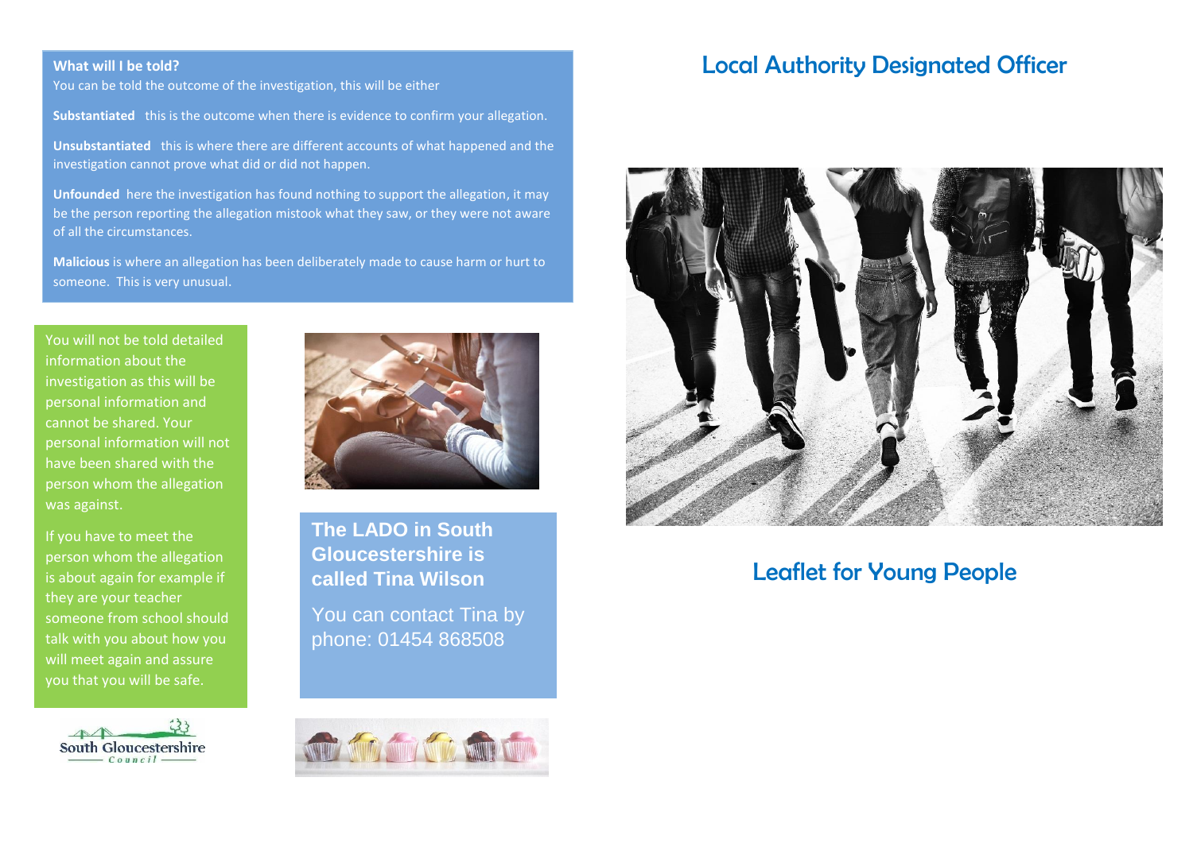**What will I be told?**

You can be told the outcome of the investigation, this will be either

**Substantiated** this is the outcome when there is evidence to confirm your allegation.

**Unsubstantiated** this is where there are different accounts of what happened and the investigation cannot prove what did or did not happen.

**Unfounded** here the investigation has found nothing to support the allegation, it may be the person reporting the allegation mistook what they saw, or they were not aware of all the circumstances.

**Malicious** is where an allegation has been deliberately made to cause harm or hurt to someone. This is very unusual.

You will not be told detailed information about the investigation as this will be personal information and cannot be shared. Your personal information will not have been shared with the person whom the allegation was against.

If you have to meet the person whom the allegation is about again for example if they are your teacher someone from school should talk with you about how you will meet again and assure you that you will be safe.

**The LADO in South Gloucestershire is called Tina Wilson**

You can contact Tina by phone: 01454 868508

South Gloucestershire Council

# Local Authority Designated Officer

## Leaflet for Young People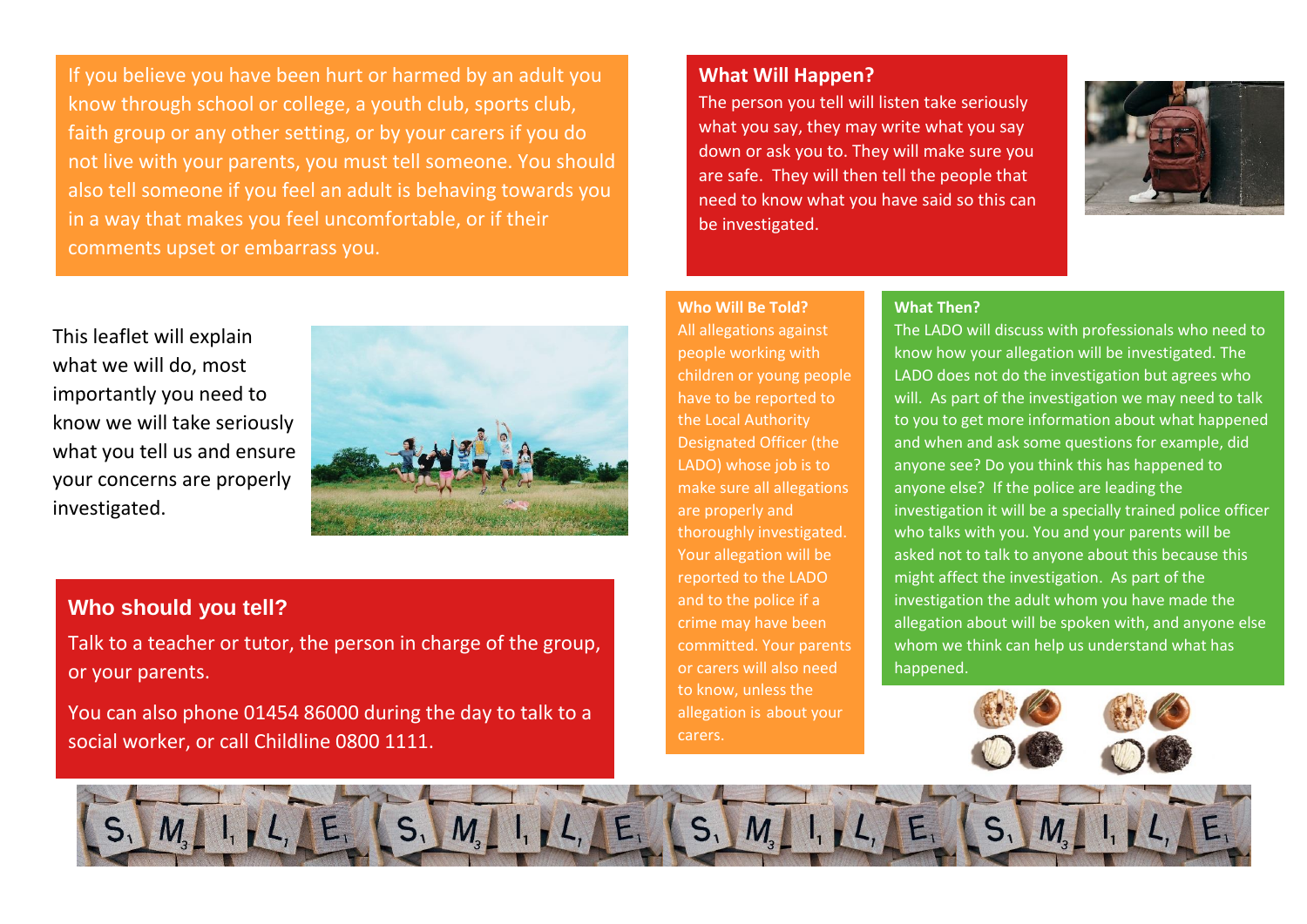If you believe you have been hurt or harmed by an adult you know through school or college, a youth club, sports club, faith group or any other setting, or by your carers if you do not live with your parents, you must tell someone. You should also tell someone if you feel an adult is behaving towards you in a way that makes you feel uncomfortable, or if their comments upset or embarrass you.

This leaflet will explain what we will do, most importantly you need to know we will take seriously what you tell us and ensure your concerns are properly investigated.

## Who should you tell?

Talk to a teacher or tutor, the person in charge of the group, or your parents.

You can also phone 01454 86000 during the day to talk to a social worker, or call Childline 0800 1111.

## What Will Happen?

The person you tell will listen take seriously what you say, they may write what you say down or ask you to. They will make sure you are safe. They will then tell the people that need to know what you have said so this can be investigated.

### Who Will Be Told?

All allegations against people working with children or young people have to be reported to the Local Authority Designated Officer (the LADO) whose job is to make sure all allegations are properly and thoroughly investigated. Your allegation will be reported to the LADO and to the police if a crime may have been committed. Your parents or carers will also need to know, unless the allegation is about your carers.

### What Then?

The LADO will discuss with professionals who need to know how your allegation will be investigated. The LADO does not do the investigation but agrees who will. As part of the investigation we may need to talk to you to get more information about what happened and when and ask some questions for example, did anyone see? Do you think this has happened to anyone else? If the police are leading the investigation it will be a specially trained police officer who talks with you. You and your parents will be asked not to talk to anyone about this because this might affect the investigation. As part of the investigation the adult whom you have made the allegation about will be spoken with, and anyone else whom we think can help us understand what has happened.